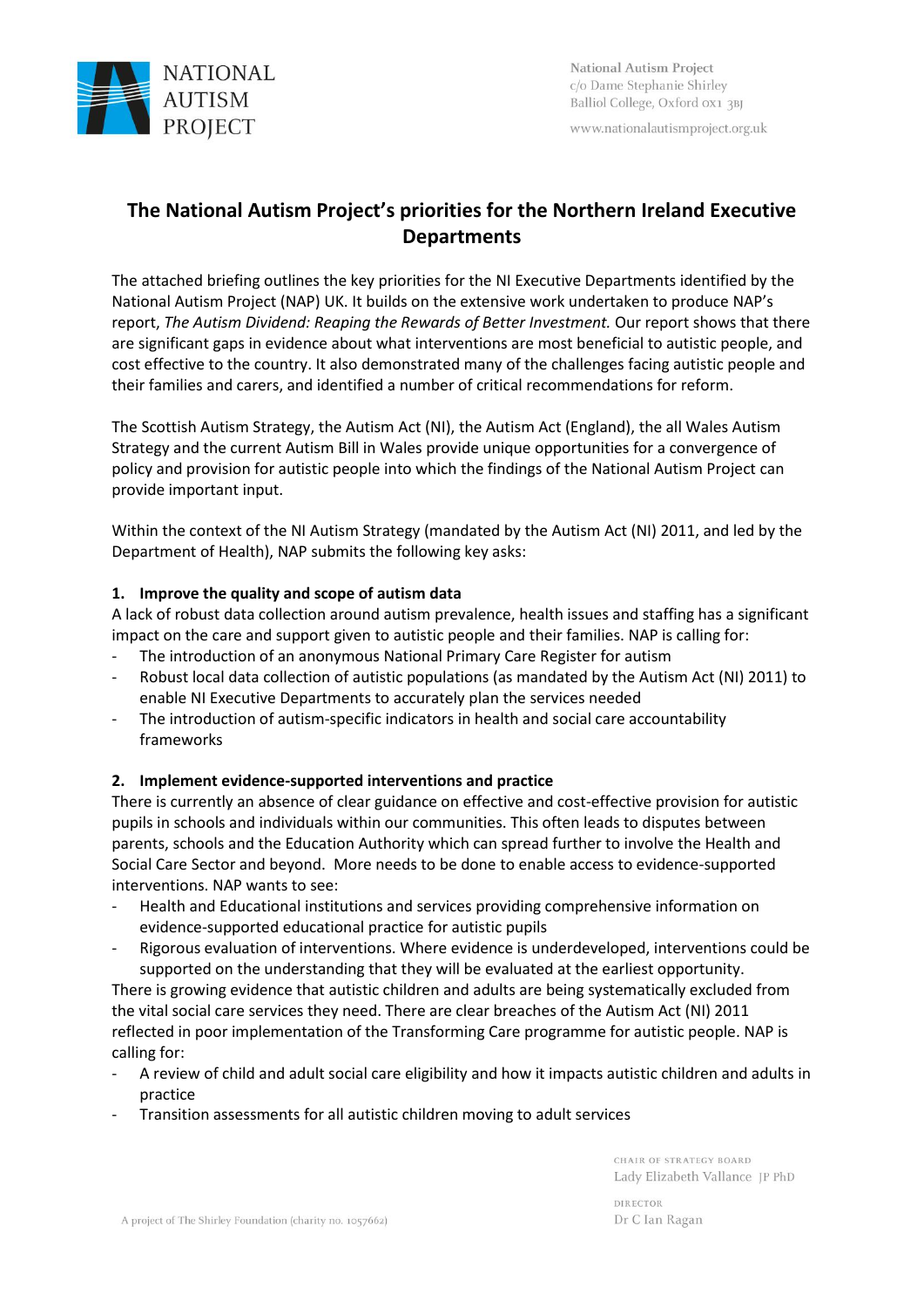NATIONAL AUTISM PROJECT

National Autism Project
c/o Dame Stephanie Shirley
Balliol College, Oxford OX1 3BJ

www.nationalautismproject.org.uk

# The National Autism Project's priorities for the Northern Ireland Executive Departments

The attached briefing outlines the key priorities for the NI Executive Departments identified by the National Autism Project (NAP) UK. It builds on the extensive work undertaken to produce NAP's report, *The Autism Dividend: Reaping the Rewards of Better Investment.* Our report shows that there are significant gaps in evidence about what interventions are most beneficial to autistic people, and cost effective to the country. It also demonstrated many of the challenges facing autistic people and their families and carers, and identified a number of critical recommendations for reform.

The Scottish Autism Strategy, the Autism Act (NI), the Autism Act (England), the all Wales Autism Strategy and the current Autism Bill in Wales provide unique opportunities for a convergence of policy and provision for autistic people into which the findings of the National Autism Project can provide important input.

Within the context of the NI Autism Strategy (mandated by the Autism Act (NI) 2011, and led by the Department of Health), NAP submits the following key asks:

### 1. Improve the quality and scope of autism data

A lack of robust data collection around autism prevalence, health issues and staffing has a significant impact on the care and support given to autistic people and their families. NAP is calling for:

- The introduction of an anonymous National Primary Care Register for autism
- Robust local data collection of autistic populations (as mandated by the Autism Act (NI) 2011) to enable NI Executive Departments to accurately plan the services needed
- The introduction of autism-specific indicators in health and social care accountability frameworks

### 2. Implement evidence-supported interventions and practice

There is currently an absence of clear guidance on effective and cost-effective provision for autistic pupils in schools and individuals within our communities. This often leads to disputes between parents, schools and the Education Authority which can spread further to involve the Health and Social Care Sector and beyond. More needs to be done to enable access to evidence-supported interventions. NAP wants to see:

- Health and Educational institutions and services providing comprehensive information on evidence-supported educational practice for autistic pupils
- Rigorous evaluation of interventions. Where evidence is underdeveloped, interventions could be supported on the understanding that they will be evaluated at the earliest opportunity.

There is growing evidence that autistic children and adults are being systematically excluded from the vital social care services they need. There are clear breaches of the Autism Act (NI) 2011 reflected in poor implementation of the Transforming Care programme for autistic people. NAP is calling for:

- A review of child and adult social care eligibility and how it impacts autistic children and adults in practice
- Transition assessments for all autistic children moving to adult services

A project of The Shirley Foundation (charity no. 1057662)

CHAIR OF STRATEGY BOARD
Lady Elizabeth Vallance JP PhD

DIRECTOR
Dr C Ian Ragan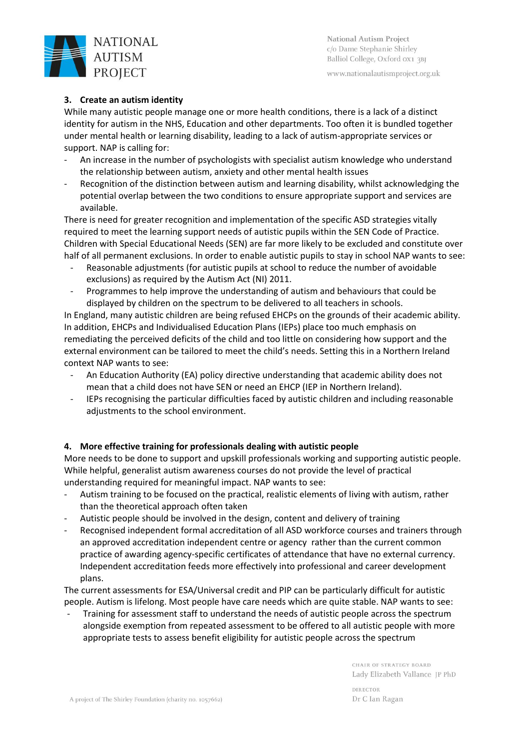### 3. Create an autism identity

While many autistic people manage one or more health conditions, there is a lack of a distinct identity for autism in the NHS, Education and other departments. Too often it is bundled together under mental health or learning disability, leading to a lack of autism-appropriate services or support. NAP is calling for:

- An increase in the number of psychologists with specialist autism knowledge who understand the relationship between autism, anxiety and other mental health issues
- Recognition of the distinction between autism and learning disability, whilst acknowledging the potential overlap between the two conditions to ensure appropriate support and services are available.

There is need for greater recognition and implementation of the specific ASD strategies vitally required to meet the learning support needs of autistic pupils within the SEN Code of Practice. Children with Special Educational Needs (SEN) are far more likely to be excluded and constitute over half of all permanent exclusions. In order to enable autistic pupils to stay in school NAP wants to see:

- Reasonable adjustments (for autistic pupils at school to reduce the number of avoidable exclusions) as required by the Autism Act (NI) 2011.
- Programmes to help improve the understanding of autism and behaviours that could be displayed by children on the spectrum to be delivered to all teachers in schools.

In England, many autistic children are being refused EHCPs on the grounds of their academic ability. In addition, EHCPs and Individualised Education Plans (IEPs) place too much emphasis on remediating the perceived deficits of the child and too little on considering how support and the external environment can be tailored to meet the child's needs. Setting this in a Northern Ireland context NAP wants to see:

- An Education Authority (EA) policy directive understanding that academic ability does not mean that a child does not have SEN or need an EHCP (IEP in Northern Ireland).
- IEPs recognising the particular difficulties faced by autistic children and including reasonable adjustments to the school environment.

### 4. More effective training for professionals dealing with autistic people

More needs to be done to support and upskill professionals working and supporting autistic people. While helpful, generalist autism awareness courses do not provide the level of practical understanding required for meaningful impact. NAP wants to see:

- Autism training to be focused on the practical, realistic elements of living with autism, rather than the theoretical approach often taken
- Autistic people should be involved in the design, content and delivery of training
- Recognised independent formal accreditation of all ASD workforce courses and trainers through an approved accreditation independent centre or agency rather than the current common practice of awarding agency-specific certificates of attendance that have no external currency. Independent accreditation feeds more effectively into professional and career development plans.

The current assessments for ESA/Universal credit and PIP can be particularly difficult for autistic people. Autism is lifelong. Most people have care needs which are quite stable. NAP wants to see:

- Training for assessment staff to understand the needs of autistic people across the spectrum alongside exemption from repeated assessment to be offered to all autistic people with more appropriate tests to assess benefit eligibility for autistic people across the spectrum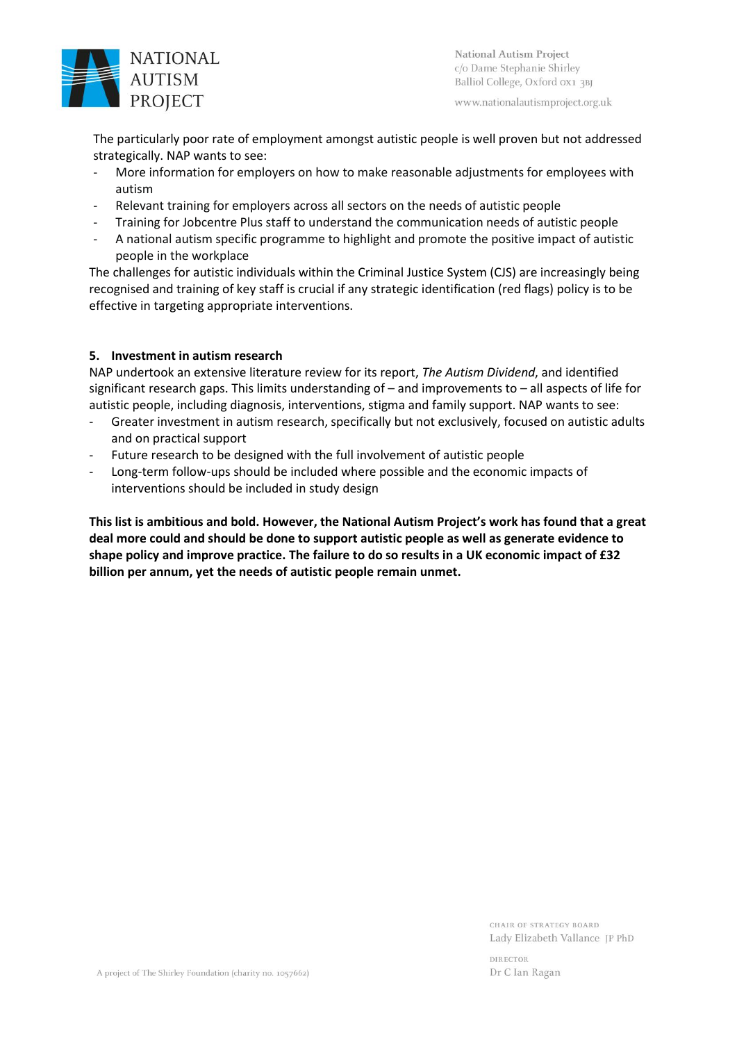The particularly poor rate of employment amongst autistic people is well proven but not addressed strategically. NAP wants to see:

- More information for employers on how to make reasonable adjustments for employees with autism
- Relevant training for employers across all sectors on the needs of autistic people
- Training for Jobcentre Plus staff to understand the communication needs of autistic people
- A national autism specific programme to highlight and promote the positive impact of autistic people in the workplace

The challenges for autistic individuals within the Criminal Justice System (CJS) are increasingly being recognised and training of key staff is crucial if any strategic identification (red flags) policy is to be effective in targeting appropriate interventions.

### 5. Investment in autism research

NAP undertook an extensive literature review for its report, *The Autism Dividend*, and identified significant research gaps. This limits understanding of – and improvements to – all aspects of life for autistic people, including diagnosis, interventions, stigma and family support. NAP wants to see:

- Greater investment in autism research, specifically but not exclusively, focused on autistic adults and on practical support
- Future research to be designed with the full involvement of autistic people
- Long-term follow-ups should be included where possible and the economic impacts of interventions should be included in study design

**This list is ambitious and bold. However, the National Autism Project's work has found that a great deal more could and should be done to support autistic people as well as generate evidence to shape policy and improve practice. The failure to do so results in a UK economic impact of £32 billion per annum, yet the needs of autistic people remain unmet.**